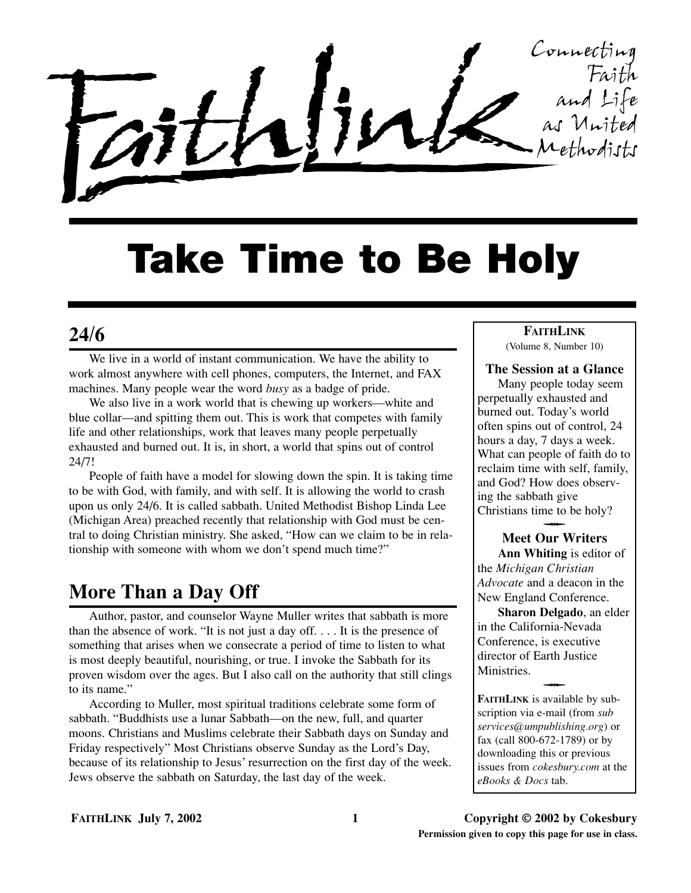# Faithlink

Connecting Faith and Life as United Methodists

# Take Time to Be Holy

## 24/6

We live in a world of instant communication. We have the ability to work almost anywhere with cell phones, computers, the Internet, and FAX machines. Many people wear the word *busy* as a badge of pride.

We also live in a work world that is chewing up workers—white and blue collar—and spitting them out. This is work that competes with family life and other relationships, work that leaves many people perpetually exhausted and burned out. It is, in short, a world that spins out of control 24/7!

People of faith have a model for slowing down the spin. It is taking time to be with God, with family, and with self. It is allowing the world to crash upon us only 24/6. It is called sabbath. United Methodist Bishop Linda Lee (Michigan Area) preached recently that relationship with God must be central to doing Christian ministry. She asked, "How can we claim to be in relationship with someone with whom we don't spend much time?"

## More Than a Day Off

Author, pastor, and counselor Wayne Muller writes that sabbath is more than the absence of work. "It is not just a day off. . . . It is the presence of something that arises when we consecrate a period of time to listen to what is most deeply beautiful, nourishing, or true. I invoke the Sabbath for its proven wisdom over the ages. But I also call on the authority that still clings to its name."

According to Muller, most spiritual traditions celebrate some form of sabbath. "Buddhists use a lunar Sabbath—on the new, full, and quarter moons. Christians and Muslims celebrate their Sabbath days on Sunday and Friday respectively" Most Christians observe Sunday as the Lord's Day, because of its relationship to Jesus' resurrection on the first day of the week. Jews observe the sabbath on Saturday, the last day of the week.

---

**FAITHLINK**
(Volume 8, Number 10)

**The Session at a Glance**

Many people today seem perpetually exhausted and burned out. Today's world often spins out of control, 24 hours a day, 7 days a week. What can people of faith do to reclaim time with self, family, and God? How does observing the sabbath give Christians time to be holy?

**Meet Our Writers**

**Ann Whiting** is editor of the *Michigan Christian Advocate* and a deacon in the New England Conference.

**Sharon Delgado**, an elder in the California-Nevada Conference, is executive director of Earth Justice Ministries.

**FAITHLINK** is available by subscription via e-mail (from *subservices@umpublishing.org*) or fax (call 800-672-1789) or by downloading this or previous issues from *cokesbury.com* at the *eBooks & Docs* tab.

---

FAITHLINK July 7, 2002 — Copyright © 2002 by Cokesbury
Permission given to copy this page for use in class.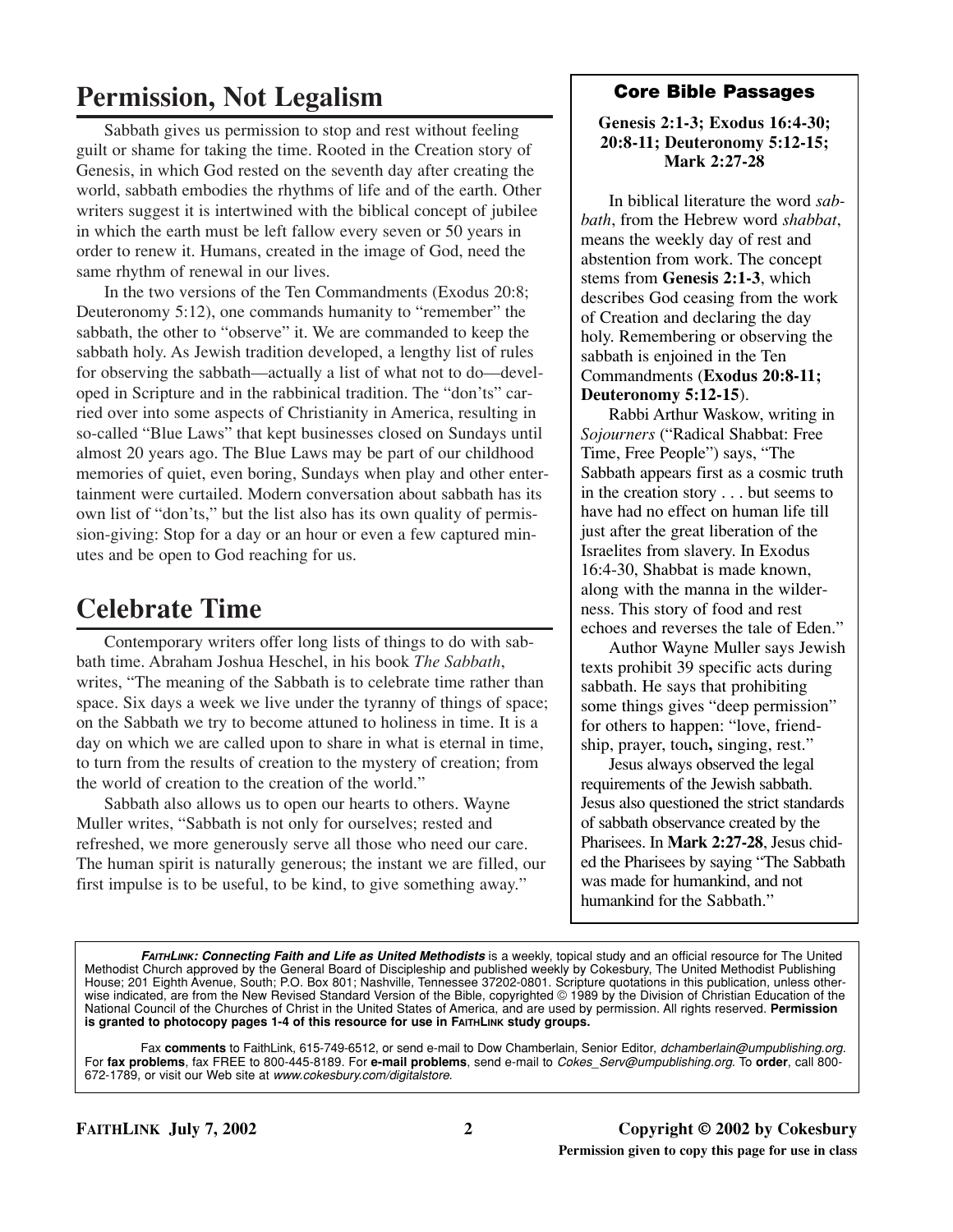## Permission, Not Legalism

Sabbath gives us permission to stop and rest without feeling guilt or shame for taking the time. Rooted in the Creation story of Genesis, in which God rested on the seventh day after creating the world, sabbath embodies the rhythms of life and of the earth. Other writers suggest it is intertwined with the biblical concept of jubilee in which the earth must be left fallow every seven or 50 years in order to renew it. Humans, created in the image of God, need the same rhythm of renewal in our lives.

In the two versions of the Ten Commandments (Exodus 20:8; Deuteronomy 5:12), one commands humanity to "remember" the sabbath, the other to "observe" it. We are commanded to keep the sabbath holy. As Jewish tradition developed, a lengthy list of rules for observing the sabbath—actually a list of what not to do—developed in Scripture and in the rabbinical tradition. The "don'ts" carried over into some aspects of Christianity in America, resulting in so-called "Blue Laws" that kept businesses closed on Sundays until almost 20 years ago. The Blue Laws may be part of our childhood memories of quiet, even boring, Sundays when play and other entertainment were curtailed. Modern conversation about sabbath has its own list of "don'ts," but the list also has its own quality of permission-giving: Stop for a day or an hour or even a few captured minutes and be open to God reaching for us.

## Celebrate Time

Contemporary writers offer long lists of things to do with sabbath time. Abraham Joshua Heschel, in his book *The Sabbath*, writes, "The meaning of the Sabbath is to celebrate time rather than space. Six days a week we live under the tyranny of things of space; on the Sabbath we try to become attuned to holiness in time. It is a day on which we are called upon to share in what is eternal in time, to turn from the results of creation to the mystery of creation; from the world of creation to the creation of the world."

Sabbath also allows us to open our hearts to others. Wayne Muller writes, "Sabbath is not only for ourselves; rested and refreshed, we more generously serve all those who need our care. The human spirit is naturally generous; the instant we are filled, our first impulse is to be useful, to be kind, to give something away."

### Core Bible Passages

**Genesis 2:1-3; Exodus 16:4-30; 20:8-11; Deuteronomy 5:12-15; Mark 2:27-28**

In biblical literature the word *sabbath*, from the Hebrew word *shabbat*, means the weekly day of rest and abstention from work. The concept stems from **Genesis 2:1-3**, which describes God ceasing from the work of Creation and declaring the day holy. Remembering or observing the sabbath is enjoined in the Ten Commandments (**Exodus 20:8-11; Deuteronomy 5:12-15**).

Rabbi Arthur Waskow, writing in *Sojourners* ("Radical Shabbat: Free Time, Free People") says, "The Sabbath appears first as a cosmic truth in the creation story . . . but seems to have had no effect on human life till just after the great liberation of the Israelites from slavery. In Exodus 16:4-30, Shabbat is made known, along with the manna in the wilderness. This story of food and rest echoes and reverses the tale of Eden."

Author Wayne Muller says Jewish texts prohibit 39 specific acts during sabbath. He says that prohibiting some things gives "deep permission" for others to happen: "love, friendship, prayer, touch**,** singing, rest."

Jesus always observed the legal requirements of the Jewish sabbath. Jesus also questioned the strict standards of sabbath observance created by the Pharisees. In **Mark 2:27-28**, Jesus chided the Pharisees by saying "The Sabbath was made for humankind, and not humankind for the Sabbath."

***FAITHLINK: Connecting Faith and Life as United Methodists*** is a weekly, topical study and an official resource for The United Methodist Church approved by the General Board of Discipleship and published weekly by Cokesbury, The United Methodist Publishing House; 201 Eighth Avenue, South; P.O. Box 801; Nashville, Tennessee 37202-0801. Scripture quotations in this publication, unless otherwise indicated, are from the New Revised Standard Version of the Bible, copyrighted © 1989 by the Division of Christian Education of the National Council of the Churches of Christ in the United States of America, and are used by permission. All rights reserved. **Permission is granted to photocopy pages 1-4 of this resource for use in FAITHLINK study groups.**

Fax **comments** to FaithLink, 615-749-6512, or send e-mail to Dow Chamberlain, Senior Editor, *dchamberlain@umpublishing.org.* For **fax problems**, fax FREE to 800-445-8189. For **e-mail problems**, send e-mail to *Cokes_Serv@umpublishing.org*. To **order**, call 800-672-1789, or visit our Web site at *www.cokesbury.com/digitalstore*.

**Permission given to copy this page for use in class**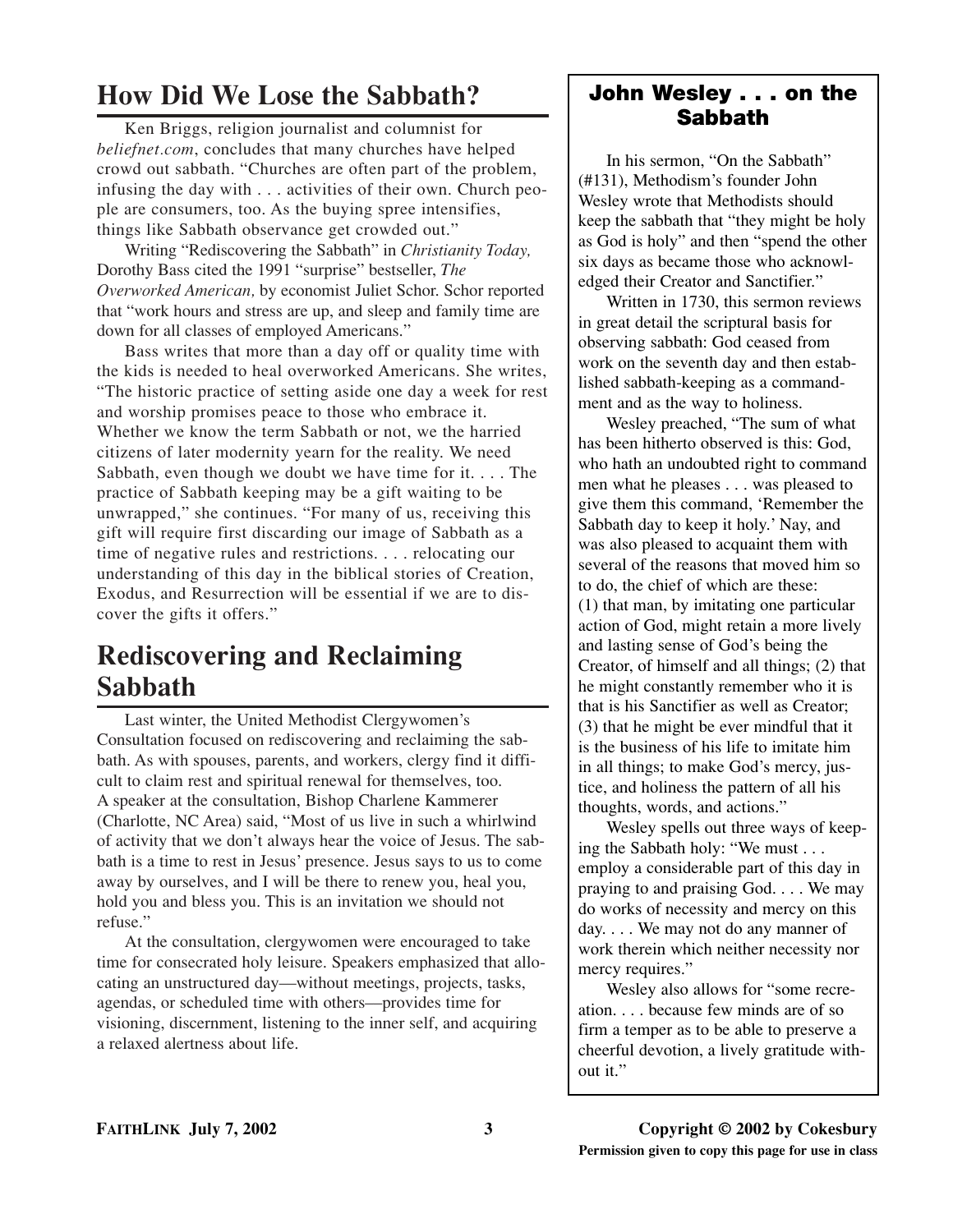## How Did We Lose the Sabbath?

Ken Briggs, religion journalist and columnist for *beliefnet.com*, concludes that many churches have helped crowd out sabbath. "Churches are often part of the problem, infusing the day with . . . activities of their own. Church people are consumers, too. As the buying spree intensifies, things like Sabbath observance get crowded out."

Writing "Rediscovering the Sabbath" in *Christianity Today,* Dorothy Bass cited the 1991 "surprise" bestseller, *The Overworked American,* by economist Juliet Schor. Schor reported that "work hours and stress are up, and sleep and family time are down for all classes of employed Americans."

Bass writes that more than a day off or quality time with the kids is needed to heal overworked Americans. She writes, "The historic practice of setting aside one day a week for rest and worship promises peace to those who embrace it. Whether we know the term Sabbath or not, we the harried citizens of later modernity yearn for the reality. We need Sabbath, even though we doubt we have time for it. . . . The practice of Sabbath keeping may be a gift waiting to be unwrapped," she continues. "For many of us, receiving this gift will require first discarding our image of Sabbath as a time of negative rules and restrictions. . . . relocating our understanding of this day in the biblical stories of Creation, Exodus, and Resurrection will be essential if we are to discover the gifts it offers."

## Rediscovering and Reclaiming Sabbath

Last winter, the United Methodist Clergywomen's Consultation focused on rediscovering and reclaiming the sabbath. As with spouses, parents, and workers, clergy find it difficult to claim rest and spiritual renewal for themselves, too. A speaker at the consultation, Bishop Charlene Kammerer (Charlotte, NC Area) said, "Most of us live in such a whirlwind of activity that we don't always hear the voice of Jesus. The sabbath is a time to rest in Jesus' presence. Jesus says to us to come away by ourselves, and I will be there to renew you, heal you, hold you and bless you. This is an invitation we should not refuse."

At the consultation, clergywomen were encouraged to take time for consecrated holy leisure. Speakers emphasized that allocating an unstructured day—without meetings, projects, tasks, agendas, or scheduled time with others—provides time for visioning, discernment, listening to the inner self, and acquiring a relaxed alertness about life.

### John Wesley . . . on the Sabbath

In his sermon, "On the Sabbath" (#131), Methodism's founder John Wesley wrote that Methodists should keep the sabbath that "they might be holy as God is holy" and then "spend the other six days as became those who acknowledged their Creator and Sanctifier."

Written in 1730, this sermon reviews in great detail the scriptural basis for observing sabbath: God ceased from work on the seventh day and then established sabbath-keeping as a commandment and as the way to holiness.

Wesley preached, "The sum of what has been hitherto observed is this: God, who hath an undoubted right to command men what he pleases . . . was pleased to give them this command, 'Remember the Sabbath day to keep it holy.' Nay, and was also pleased to acquaint them with several of the reasons that moved him so to do, the chief of which are these: (1) that man, by imitating one particular action of God, might retain a more lively and lasting sense of God's being the Creator, of himself and all things; (2) that he might constantly remember who it is that is his Sanctifier as well as Creator; (3) that he might be ever mindful that it is the business of his life to imitate him in all things; to make God's mercy, justice, and holiness the pattern of all his thoughts, words, and actions."

Wesley spells out three ways of keeping the Sabbath holy: "We must . . . employ a considerable part of this day in praying to and praising God. . . . We may do works of necessity and mercy on this day. . . . We may not do any manner of work therein which neither necessity nor mercy requires."

Wesley also allows for "some recreation. . . . because few minds are of so firm a temper as to be able to preserve a cheerful devotion, a lively gratitude without it."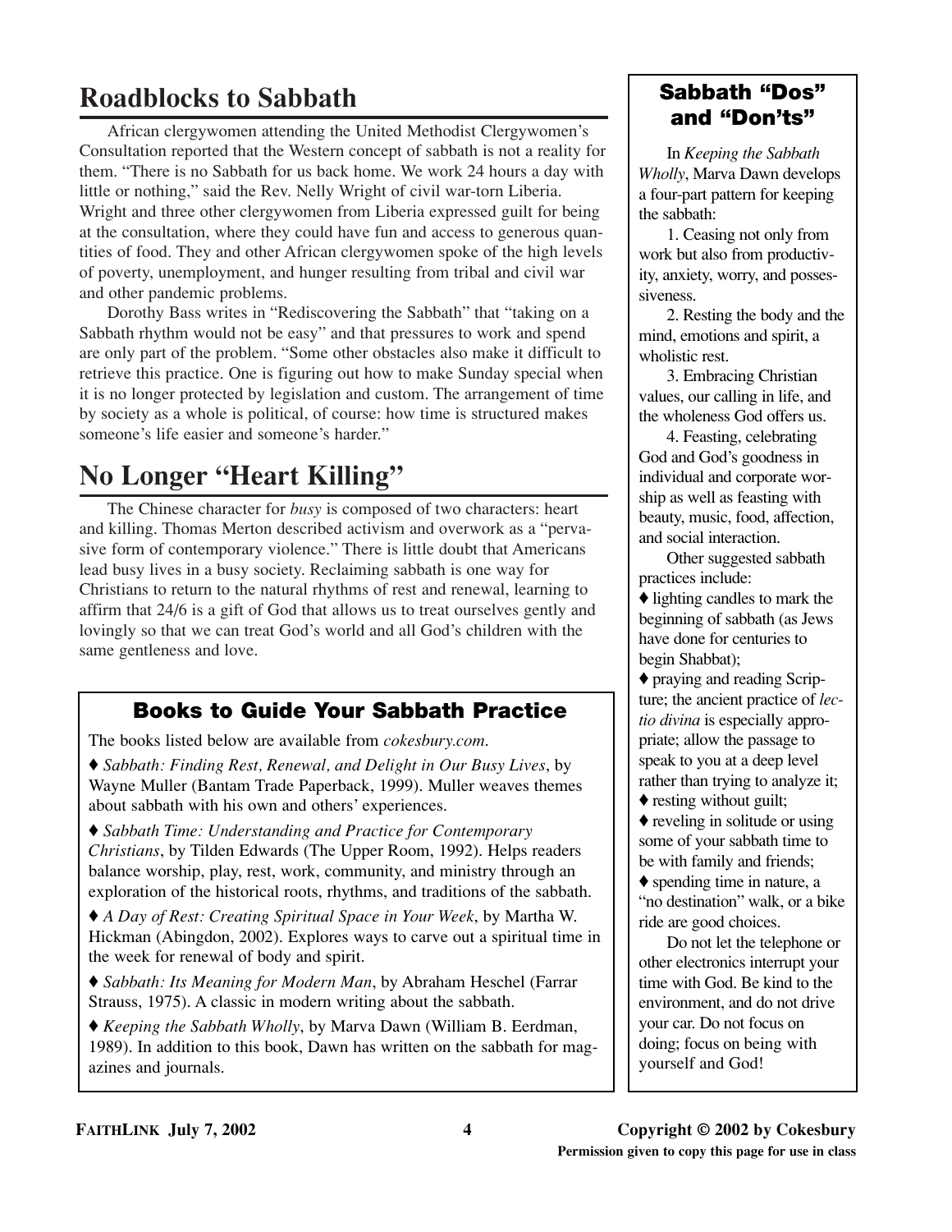## Roadblocks to Sabbath

African clergywomen attending the United Methodist Clergywomen's Consultation reported that the Western concept of sabbath is not a reality for them. "There is no Sabbath for us back home. We work 24 hours a day with little or nothing," said the Rev. Nelly Wright of civil war-torn Liberia. Wright and three other clergywomen from Liberia expressed guilt for being at the consultation, where they could have fun and access to generous quantities of food. They and other African clergywomen spoke of the high levels of poverty, unemployment, and hunger resulting from tribal and civil war and other pandemic problems.

Dorothy Bass writes in "Rediscovering the Sabbath" that "taking on a Sabbath rhythm would not be easy" and that pressures to work and spend are only part of the problem. "Some other obstacles also make it difficult to retrieve this practice. One is figuring out how to make Sunday special when it is no longer protected by legislation and custom. The arrangement of time by society as a whole is political, of course: how time is structured makes someone's life easier and someone's harder."

## No Longer "Heart Killing"

The Chinese character for *busy* is composed of two characters: heart and killing. Thomas Merton described activism and overwork as a "pervasive form of contemporary violence." There is little doubt that Americans lead busy lives in a busy society. Reclaiming sabbath is one way for Christians to return to the natural rhythms of rest and renewal, learning to affirm that 24/6 is a gift of God that allows us to treat ourselves gently and lovingly so that we can treat God's world and all God's children with the same gentleness and love.

### Books to Guide Your Sabbath Practice

The books listed below are available from *cokesbury.com*.

♦ *Sabbath: Finding Rest, Renewal, and Delight in Our Busy Lives*, by Wayne Muller (Bantam Trade Paperback, 1999). Muller weaves themes about sabbath with his own and others' experiences.

♦ *Sabbath Time: Understanding and Practice for Contemporary Christians*, by Tilden Edwards (The Upper Room, 1992). Helps readers balance worship, play, rest, work, community, and ministry through an exploration of the historical roots, rhythms, and traditions of the sabbath.

♦ *A Day of Rest: Creating Spiritual Space in Your Week*, by Martha W. Hickman (Abingdon, 2002). Explores ways to carve out a spiritual time in the week for renewal of body and spirit.

♦ *Sabbath: Its Meaning for Modern Man*, by Abraham Heschel (Farrar Strauss, 1975). A classic in modern writing about the sabbath.

♦ *Keeping the Sabbath Wholly*, by Marva Dawn (William B. Eerdman, 1989). In addition to this book, Dawn has written on the sabbath for magazines and journals.

### Sabbath "Dos" and "Don'ts"

In *Keeping the Sabbath Wholly*, Marva Dawn develops a four-part pattern for keeping the sabbath:

1. Ceasing not only from work but also from productivity, anxiety, worry, and possessiveness.

2. Resting the body and the mind, emotions and spirit, a wholistic rest.

3. Embracing Christian values, our calling in life, and the wholeness God offers us.

4. Feasting, celebrating God and God's goodness in individual and corporate worship as well as feasting with beauty, music, food, affection, and social interaction.

Other suggested sabbath practices include:

♦ lighting candles to mark the beginning of sabbath (as Jews have done for centuries to begin Shabbat);

♦ praying and reading Scripture; the ancient practice of *lectio divina* is especially appropriate; allow the passage to speak to you at a deep level rather than trying to analyze it;

♦ resting without guilt;

♦ reveling in solitude or using some of your sabbath time to be with family and friends;

♦ spending time in nature, a "no destination" walk, or a bike ride are good choices.

Do not let the telephone or other electronics interrupt your time with God. Be kind to the environment, and do not drive your car. Do not focus on doing; focus on being with yourself and God!

Permission given to copy this page for use in class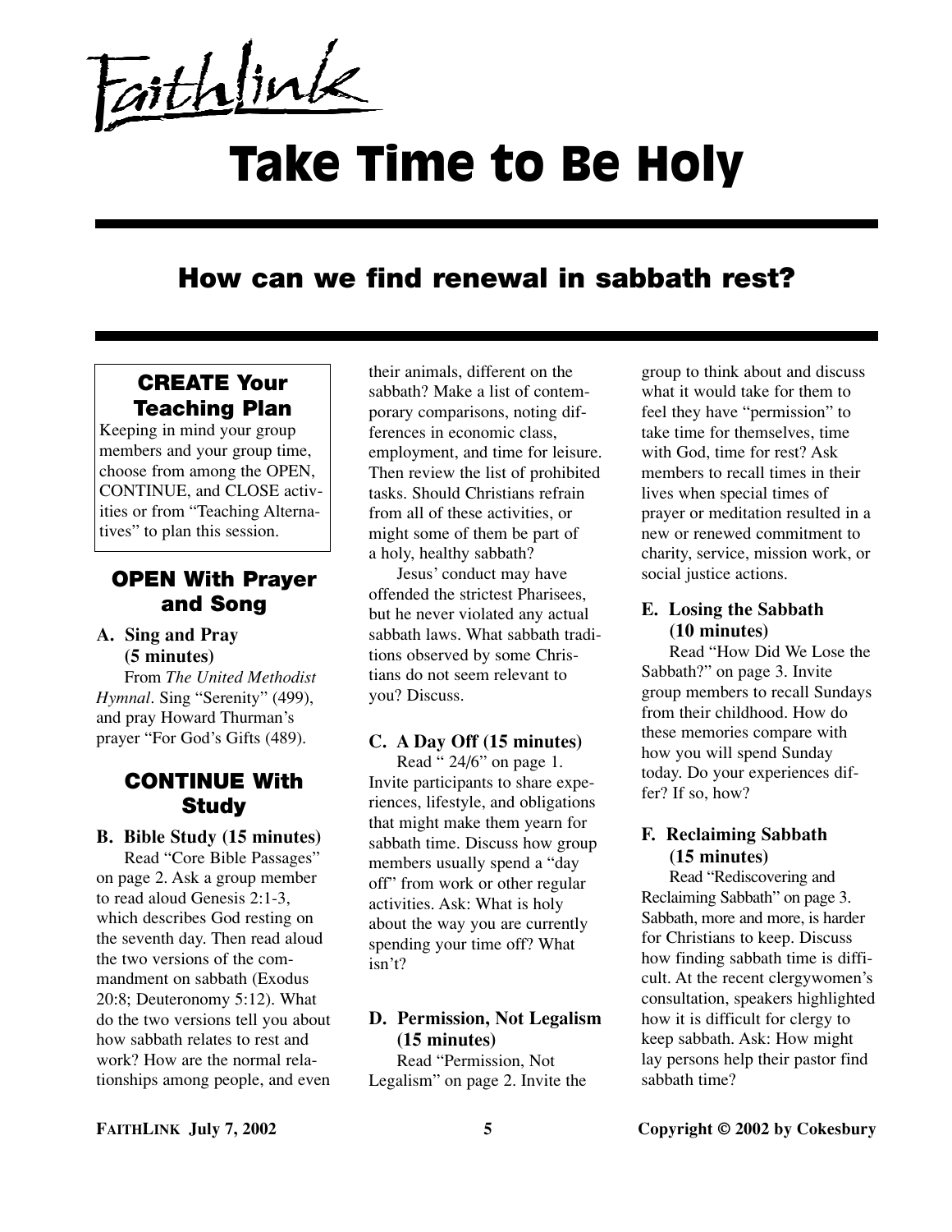Faithlink

# Take Time to Be Holy

## How can we find renewal in sabbath rest?

### CREATE Your Teaching Plan

Keeping in mind your group members and your group time, choose from among the OPEN, CONTINUE, and CLOSE activities or from "Teaching Alternatives" to plan this session.

### OPEN With Prayer and Song

**A. Sing and Pray (5 minutes)**

From *The United Methodist Hymnal*. Sing "Serenity" (499), and pray Howard Thurman's prayer "For God's Gifts (489).

### CONTINUE With Study

**B. Bible Study (15 minutes)**

Read "Core Bible Passages" on page 2. Ask a group member to read aloud Genesis 2:1-3, which describes God resting on the seventh day. Then read aloud the two versions of the commandment on sabbath (Exodus 20:8; Deuteronomy 5:12). What do the two versions tell you about how sabbath relates to rest and work? How are the normal relationships among people, and even their animals, different on the sabbath? Make a list of contemporary comparisons, noting differences in economic class, employment, and time for leisure. Then review the list of prohibited tasks. Should Christians refrain from all of these activities, or might some of them be part of a holy, healthy sabbath?

Jesus' conduct may have offended the strictest Pharisees, but he never violated any actual sabbath laws. What sabbath traditions observed by some Christians do not seem relevant to you? Discuss.

**C. A Day Off (15 minutes)**

Read " 24/6" on page 1. Invite participants to share experiences, lifestyle, and obligations that might make them yearn for sabbath time. Discuss how group members usually spend a "day off" from work or other regular activities. Ask: What is holy about the way you are currently spending your time off? What isn't?

**D. Permission, Not Legalism (15 minutes)**

Read "Permission, Not Legalism" on page 2. Invite the group to think about and discuss what it would take for them to feel they have "permission" to take time for themselves, time with God, time for rest? Ask members to recall times in their lives when special times of prayer or meditation resulted in a new or renewed commitment to charity, service, mission work, or social justice actions.

**E. Losing the Sabbath (10 minutes)**

Read "How Did We Lose the Sabbath?" on page 3. Invite group members to recall Sundays from their childhood. How do these memories compare with how you will spend Sunday today. Do your experiences differ? If so, how?

**F. Reclaiming Sabbath (15 minutes)**

Read "Rediscovering and Reclaiming Sabbath" on page 3. Sabbath, more and more, is harder for Christians to keep. Discuss how finding sabbath time is difficult. At the recent clergywomen's consultation, speakers highlighted how it is difficult for clergy to keep sabbath. Ask: How might lay persons help their pastor find sabbath time?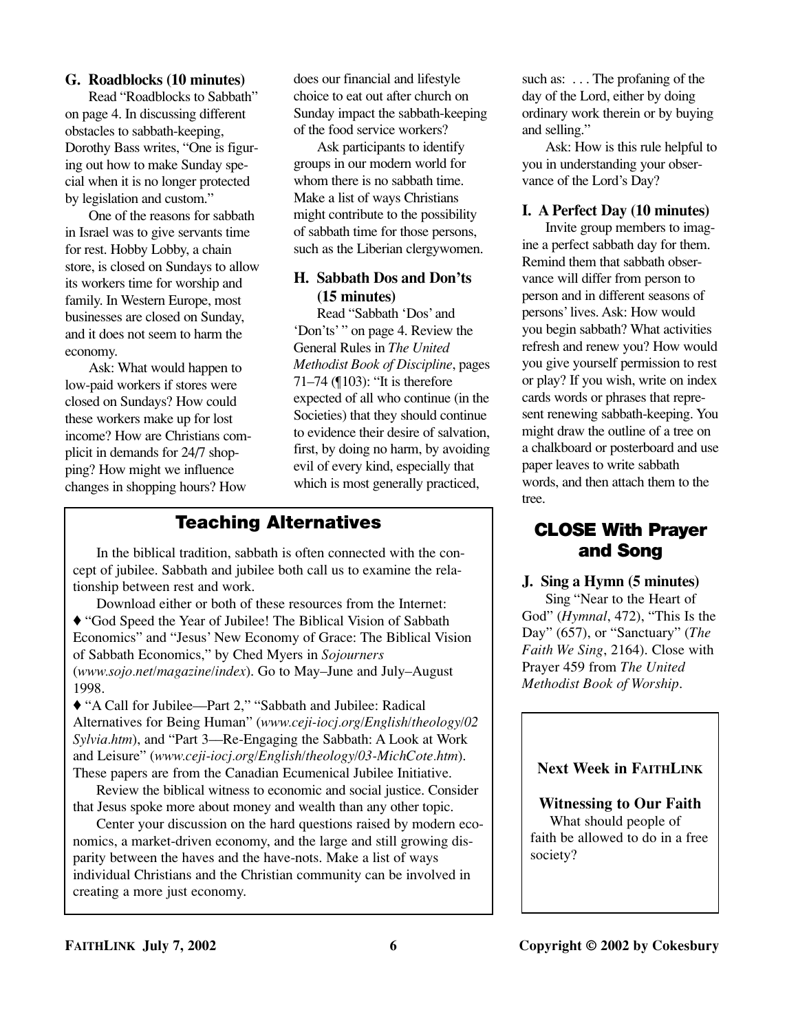### G. Roadblocks (10 minutes)

Read "Roadblocks to Sabbath" on page 4. In discussing different obstacles to sabbath-keeping, Dorothy Bass writes, "One is figuring out how to make Sunday special when it is no longer protected by legislation and custom."

One of the reasons for sabbath in Israel was to give servants time for rest. Hobby Lobby, a chain store, is closed on Sundays to allow its workers time for worship and family. In Western Europe, most businesses are closed on Sunday, and it does not seem to harm the economy.

Ask: What would happen to low-paid workers if stores were closed on Sundays? How could these workers make up for lost income? How are Christians complicit in demands for 24/7 shopping? How might we influence changes in shopping hours? How does our financial and lifestyle choice to eat out after church on Sunday impact the sabbath-keeping of the food service workers?

Ask participants to identify groups in our modern world for whom there is no sabbath time. Make a list of ways Christians might contribute to the possibility of sabbath time for those persons, such as the Liberian clergywomen.

### H. Sabbath Dos and Don'ts (15 minutes)

Read "Sabbath 'Dos' and 'Don'ts'" on page 4. Review the General Rules in *The United Methodist Book of Discipline*, pages 71–74 (¶103): "It is therefore expected of all who continue (in the Societies) that they should continue to evidence their desire of salvation, first, by doing no harm, by avoiding evil of every kind, especially that which is most generally practiced, such as: . . . The profaning of the day of the Lord, either by doing ordinary work therein or by buying and selling."

Ask: How is this rule helpful to you in understanding your observance of the Lord's Day?

### I. A Perfect Day (10 minutes)

Invite group members to imagine a perfect sabbath day for them. Remind them that sabbath observance will differ from person to person and in different seasons of persons' lives. Ask: How would you begin sabbath? What activities refresh and renew you? How would you give yourself permission to rest or play? If you wish, write on index cards words or phrases that represent renewing sabbath-keeping. You might draw the outline of a tree on a chalkboard or posterboard and use paper leaves to write sabbath words, and then attach them to the tree.

## Teaching Alternatives

In the biblical tradition, sabbath is often connected with the concept of jubilee. Sabbath and jubilee both call us to examine the relationship between rest and work.

Download either or both of these resources from the Internet:

♦ "God Speed the Year of Jubilee! The Biblical Vision of Sabbath Economics" and "Jesus' New Economy of Grace: The Biblical Vision of Sabbath Economics," by Ched Myers in *Sojourners* (*www.sojo.net/magazine/index*). Go to May–June and July–August 1998.

♦ "A Call for Jubilee—Part 2," "Sabbath and Jubilee: Radical Alternatives for Being Human" (*www.ceji-iocj.org/English/theology/02 Sylvia.htm*), and "Part 3—Re-Engaging the Sabbath: A Look at Work and Leisure" (*www.ceji-iocj.org/English/theology/03-MichCote.htm*). These papers are from the Canadian Ecumenical Jubilee Initiative.

Review the biblical witness to economic and social justice. Consider that Jesus spoke more about money and wealth than any other topic.

Center your discussion on the hard questions raised by modern economics, a market-driven economy, and the large and still growing disparity between the haves and the have-nots. Make a list of ways individual Christians and the Christian community can be involved in creating a more just economy.

## CLOSE With Prayer and Song

### J. Sing a Hymn (5 minutes)

Sing "Near to the Heart of God" (*Hymnal*, 472), "This Is the Day" (657), or "Sanctuary" (*The Faith We Sing*, 2164). Close with Prayer 459 from *The United Methodist Book of Worship*.

**Next Week in FAITHLINK**

**Witnessing to Our Faith**

What should people of faith be allowed to do in a free society?